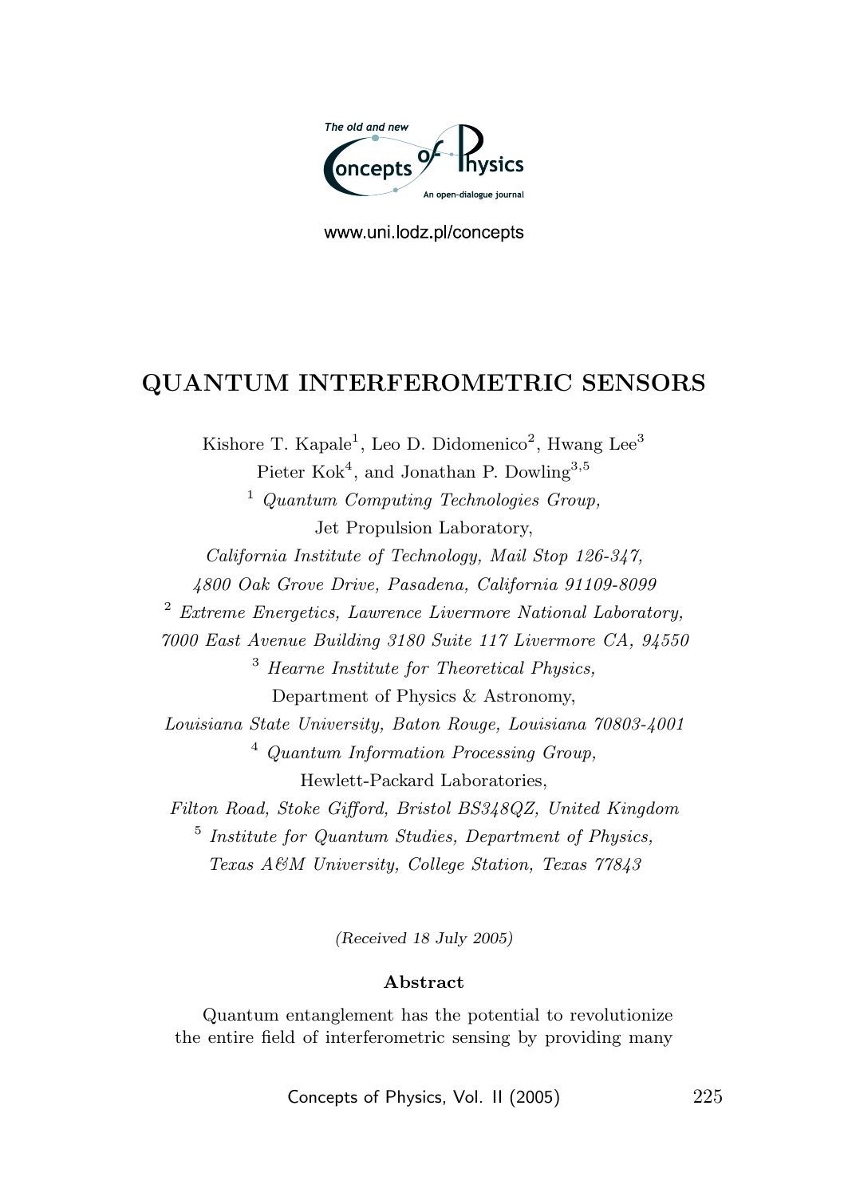# QUANTUM INTERFEROMETRIC SENSORS

Kishore T. Kapale[1], Leo D. Didomenico[2], Hwang Lee[3]
Pieter Kok[4], and Jonathan P. Dowling[3,5]

[1] *Quantum Computing Technologies Group,*
Jet Propulsion Laboratory,
*California Institute of Technology, Mail Stop 126-347,*
*4800 Oak Grove Drive, Pasadena, California 91109-8099*

[2] *Extreme Energetics, Lawrence Livermore National Laboratory,*
*7000 East Avenue Building 3180 Suite 117 Livermore CA, 94550*

[3] *Hearne Institute for Theoretical Physics,*
Department of Physics & Astronomy,
*Louisiana State University, Baton Rouge, Louisiana 70803-4001*

[4] *Quantum Information Processing Group,*
Hewlett-Packard Laboratories,
*Filton Road, Stoke Gifford, Bristol BS348QZ, United Kingdom*

[5] *Institute for Quantum Studies, Department of Physics,*
*Texas A&M University, College Station, Texas 77843*

(Received 18 July 2005)

**Abstract**

Quantum entanglement has the potential to revolutionize the entire field of interferometric sensing by providing many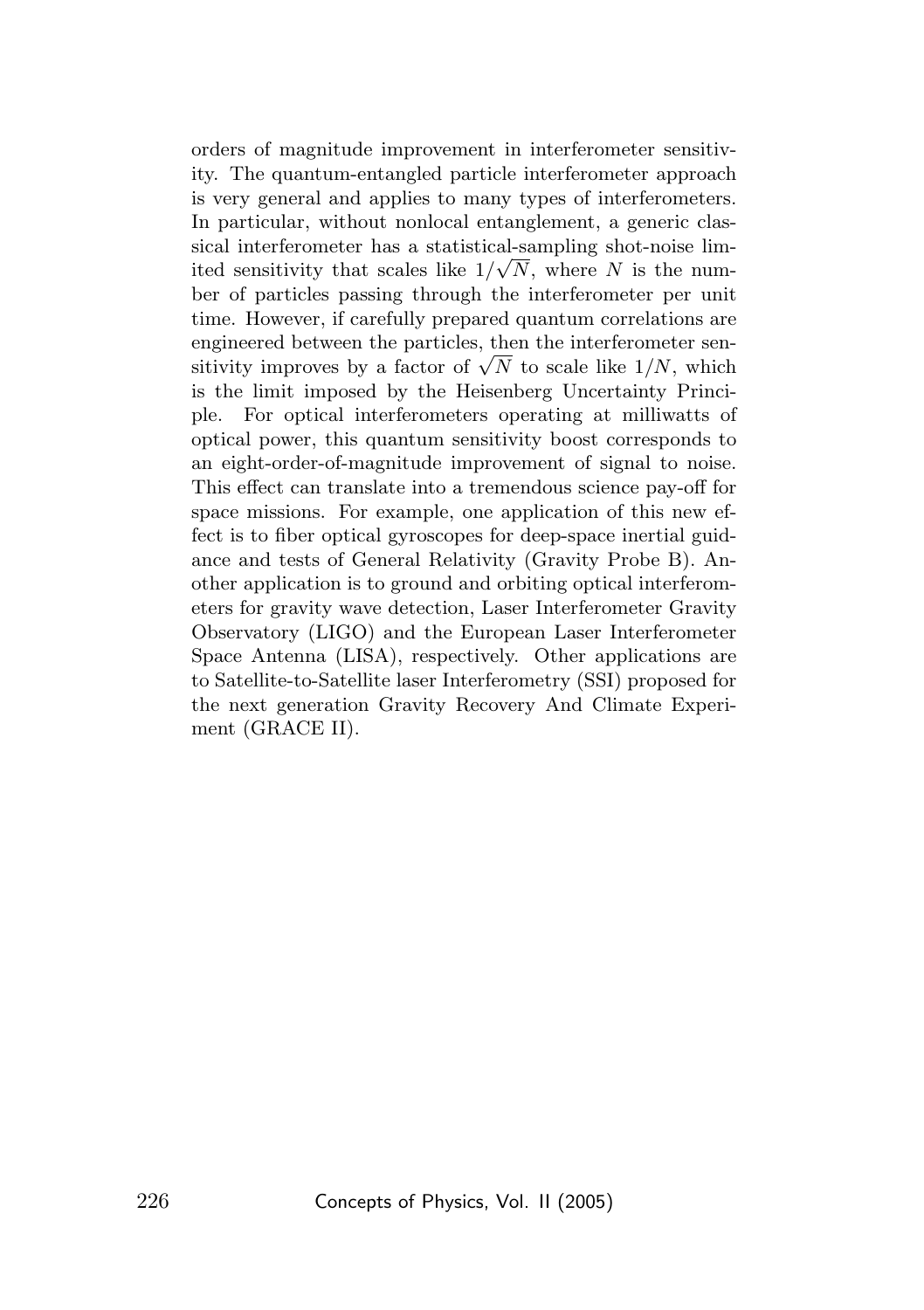orders of magnitude improvement in interferometer sensitivity. The quantum-entangled particle interferometer approach is very general and applies to many types of interferometers. In particular, without nonlocal entanglement, a generic classical interferometer has a statistical-sampling shot-noise limited sensitivity that scales like $1/\sqrt{N}$, where $N$ is the number of particles passing through the interferometer per unit time. However, if carefully prepared quantum correlations are engineered between the particles, then the interferometer sensitivity improves by a factor of $\sqrt{N}$ to scale like $1/N$, which is the limit imposed by the Heisenberg Uncertainty Principle. For optical interferometers operating at milliwatts of optical power, this quantum sensitivity boost corresponds to an eight-order-of-magnitude improvement of signal to noise. This effect can translate into a tremendous science pay-off for space missions. For example, one application of this new effect is to fiber optical gyroscopes for deep-space inertial guidance and tests of General Relativity (Gravity Probe B). Another application is to ground and orbiting optical interferometers for gravity wave detection, Laser Interferometer Gravity Observatory (LIGO) and the European Laser Interferometer Space Antenna (LISA), respectively. Other applications are to Satellite-to-Satellite laser Interferometry (SSI) proposed for the next generation Gravity Recovery And Climate Experiment (GRACE II).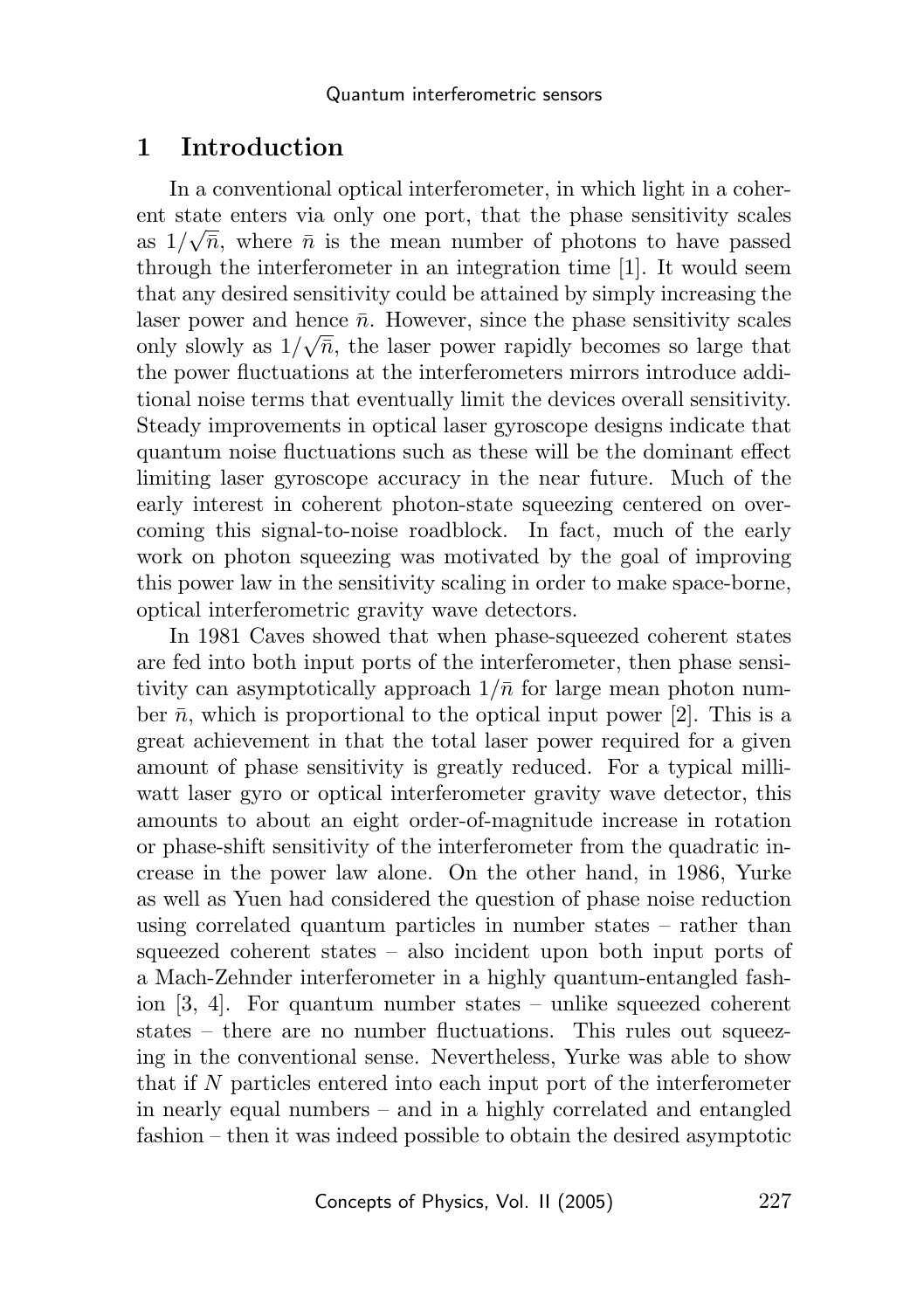# 1 Introduction

In a conventional optical interferometer, in which light in a coherent state enters via only one port, that the phase sensitivity scales as $1/\sqrt{\bar{n}}$, where $\bar{n}$ is the mean number of photons to have passed through the interferometer in an integration time [1]. It would seem that any desired sensitivity could be attained by simply increasing the laser power and hence $\bar{n}$. However, since the phase sensitivity scales only slowly as $1/\sqrt{\bar{n}}$, the laser power rapidly becomes so large that the power fluctuations at the interferometers mirrors introduce additional noise terms that eventually limit the devices overall sensitivity. Steady improvements in optical laser gyroscope designs indicate that quantum noise fluctuations such as these will be the dominant effect limiting laser gyroscope accuracy in the near future. Much of the early interest in coherent photon-state squeezing centered on overcoming this signal-to-noise roadblock. In fact, much of the early work on photon squeezing was motivated by the goal of improving this power law in the sensitivity scaling in order to make space-borne, optical interferometric gravity wave detectors.

In 1981 Caves showed that when phase-squeezed coherent states are fed into both input ports of the interferometer, then phase sensitivity can asymptotically approach $1/\bar{n}$ for large mean photon number $\bar{n}$, which is proportional to the optical input power [2]. This is a great achievement in that the total laser power required for a given amount of phase sensitivity is greatly reduced. For a typical milliwatt laser gyro or optical interferometer gravity wave detector, this amounts to about an eight order-of-magnitude increase in rotation or phase-shift sensitivity of the interferometer from the quadratic increase in the power law alone. On the other hand, in 1986, Yurke as well as Yuen had considered the question of phase noise reduction using correlated quantum particles in number states – rather than squeezed coherent states – also incident upon both input ports of a Mach-Zehnder interferometer in a highly quantum-entangled fashion [3, 4]. For quantum number states – unlike squeezed coherent states – there are no number fluctuations. This rules out squeezing in the conventional sense. Nevertheless, Yurke was able to show that if $N$ particles entered into each input port of the interferometer in nearly equal numbers – and in a highly correlated and entangled fashion – then it was indeed possible to obtain the desired asymptotic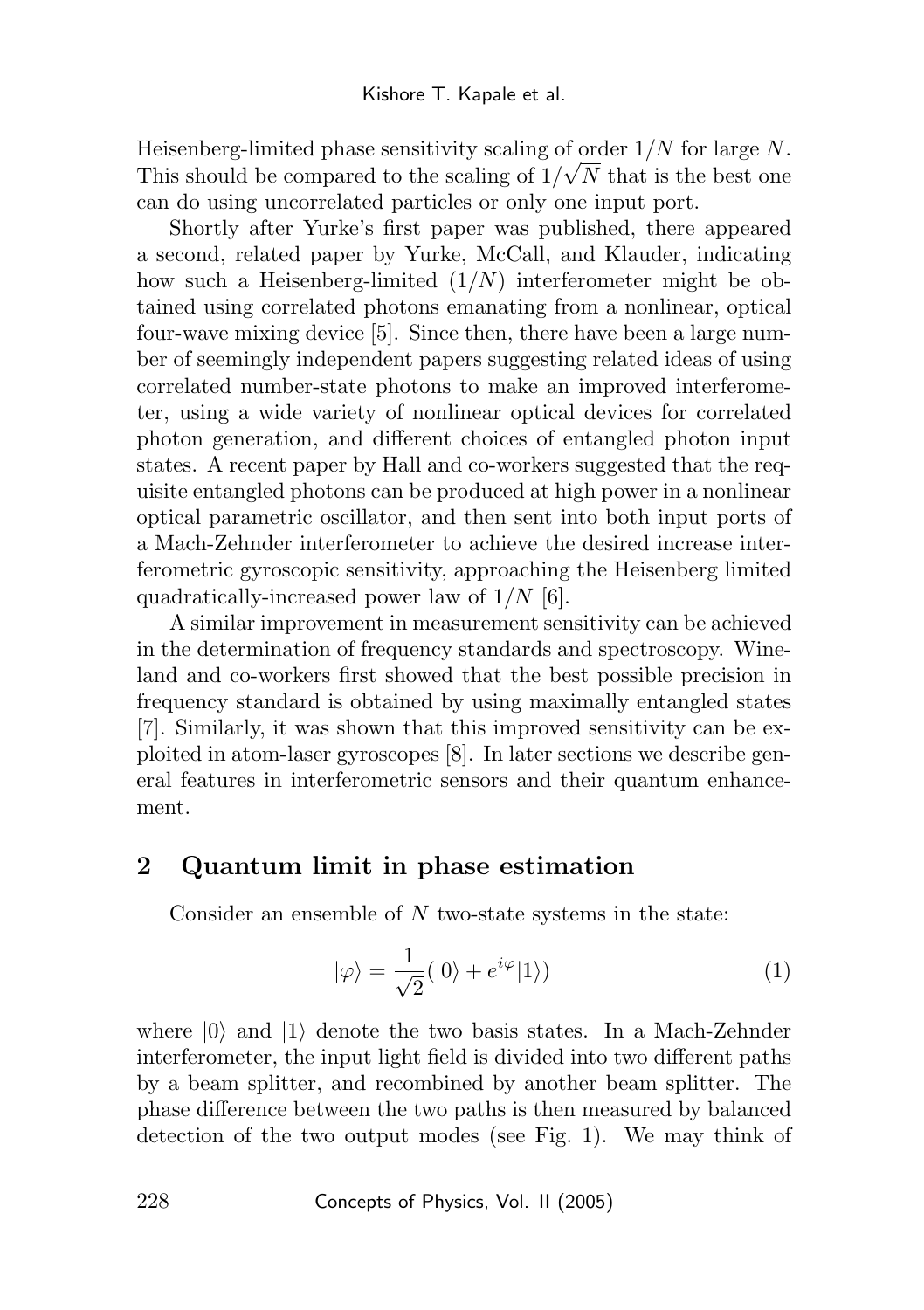Heisenberg-limited phase sensitivity scaling of order $1/N$ for large $N$. This should be compared to the scaling of $1/\sqrt{N}$ that is the best one can do using uncorrelated particles or only one input port.

Shortly after Yurke's first paper was published, there appeared a second, related paper by Yurke, McCall, and Klauder, indicating how such a Heisenberg-limited ($1/N$) interferometer might be obtained using correlated photons emanating from a nonlinear, optical four-wave mixing device [5]. Since then, there have been a large number of seemingly independent papers suggesting related ideas of using correlated number-state photons to make an improved interferometer, using a wide variety of nonlinear optical devices for correlated photon generation, and different choices of entangled photon input states. A recent paper by Hall and co-workers suggested that the requisite entangled photons can be produced at high power in a nonlinear optical parametric oscillator, and then sent into both input ports of a Mach-Zehnder interferometer to achieve the desired increase interferometric gyroscopic sensitivity, approaching the Heisenberg limited quadratically-increased power law of $1/N$ [6].

A similar improvement in measurement sensitivity can be achieved in the determination of frequency standards and spectroscopy. Wineland and co-workers first showed that the best possible precision in frequency standard is obtained by using maximally entangled states [7]. Similarly, it was shown that this improved sensitivity can be exploited in atom-laser gyroscopes [8]. In later sections we describe general features in interferometric sensors and their quantum enhancement.

## 2 Quantum limit in phase estimation

Consider an ensemble of $N$ two-state systems in the state:

$$|\varphi\rangle = \frac{1}{\sqrt{2}}(|0\rangle + e^{i\varphi}|1\rangle) \tag{1}$$

where $|0\rangle$ and $|1\rangle$ denote the two basis states. In a Mach-Zehnder interferometer, the input light field is divided into two different paths by a beam splitter, and recombined by another beam splitter. The phase difference between the two paths is then measured by balanced detection of the two output modes (see Fig. 1). We may think of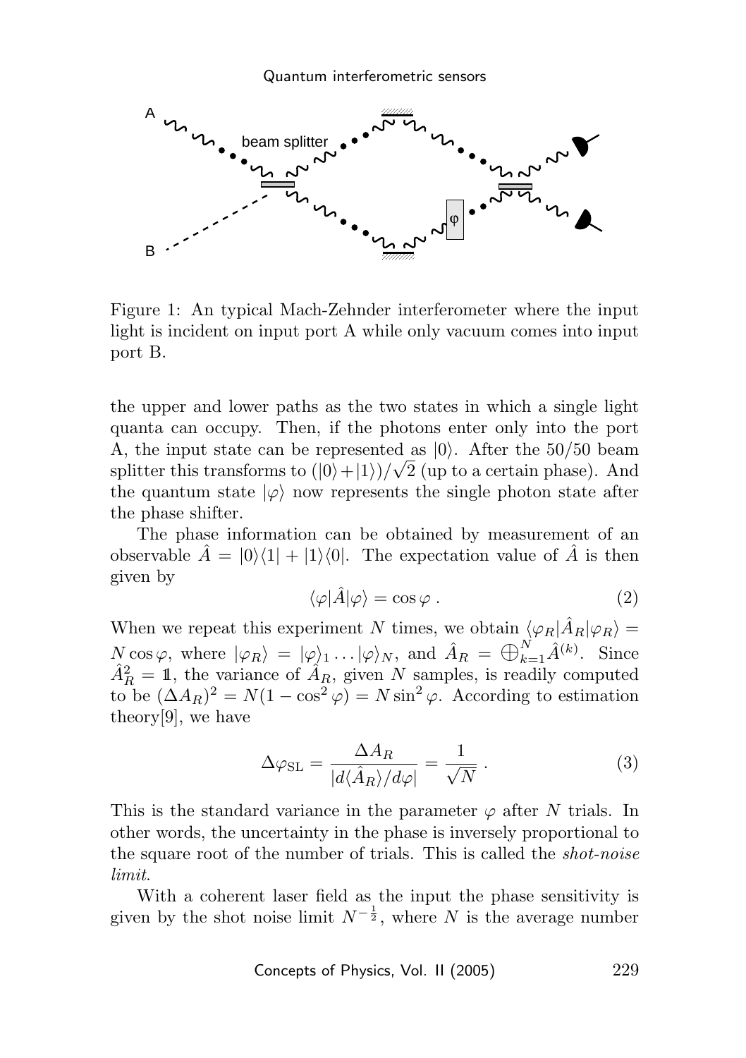Figure 1: An typical Mach-Zehnder interferometer where the input light is incident on input port A while only vacuum comes into input port B.

the upper and lower paths as the two states in which a single light quanta can occupy. Then, if the photons enter only into the port A, the input state can be represented as $|0\rangle$. After the 50/50 beam splitter this transforms to $(|0\rangle + |1\rangle)/\sqrt{2}$ (up to a certain phase). And the quantum state $|\varphi\rangle$ now represents the single photon state after the phase shifter.

The phase information can be obtained by measurement of an observable $\hat{A} = |0\rangle\langle 1| + |1\rangle\langle 0|$. The expectation value of $\hat{A}$ is then given by

$$\langle \varphi | \hat{A} | \varphi \rangle = \cos \varphi \, . \tag{2}$$

When we repeat this experiment $N$ times, we obtain $\langle \varphi_R | \hat{A}_R | \varphi_R \rangle = N \cos \varphi$, where $|\varphi_R\rangle = |\varphi\rangle_1 \ldots |\varphi\rangle_N$, and $\hat{A}_R = \bigoplus_{k=1}^{N} \hat{A}^{(k)}$. Since $\hat{A}_R^2 = \mathbb{1}$, the variance of $\hat{A}_R$, given $N$ samples, is readily computed to be $(\Delta A_R)^2 = N(1 - \cos^2 \varphi) = N \sin^2 \varphi$. According to estimation theory[9], we have

$$\Delta \varphi_{\mathrm{SL}} = \frac{\Delta A_R}{|d\langle \hat{A}_R \rangle / d\varphi|} = \frac{1}{\sqrt{N}} \, . \tag{3}$$

This is the standard variance in the parameter $\varphi$ after $N$ trials. In other words, the uncertainty in the phase is inversely proportional to the square root of the number of trials. This is called the *shot-noise limit*.

With a coherent laser field as the input the phase sensitivity is given by the shot noise limit $N^{-\frac{1}{2}}$, where $N$ is the average number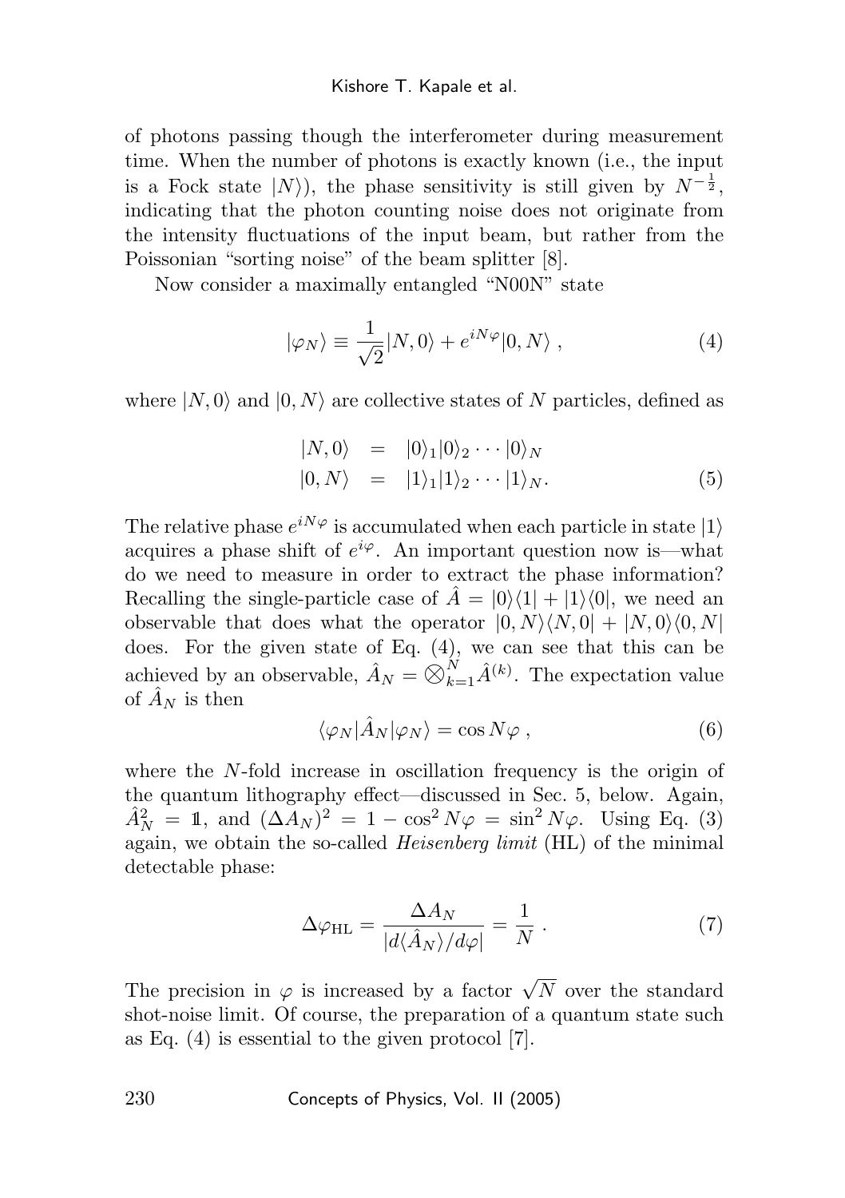of photons passing though the interferometer during measurement time. When the number of photons is exactly known (i.e., the input is a Fock state $|N\rangle$), the phase sensitivity is still given by $N^{-\frac{1}{2}}$, indicating that the photon counting noise does not originate from the intensity fluctuations of the input beam, but rather from the Poissonian "sorting noise" of the beam splitter [8].

Now consider a maximally entangled "N00N" state

$$|\varphi_N\rangle \equiv \frac{1}{\sqrt{2}}|N,0\rangle + e^{iN\varphi}|0,N\rangle \; , \tag{4}$$

where $|N,0\rangle$ and $|0,N\rangle$ are collective states of $N$ particles, defined as

$$\begin{aligned} |N,0\rangle &= |0\rangle_1|0\rangle_2\cdots|0\rangle_N \\ |0,N\rangle &= |1\rangle_1|1\rangle_2\cdots|1\rangle_N. \end{aligned} \tag{5}$$

The relative phase $e^{iN\varphi}$ is accumulated when each particle in state $|1\rangle$ acquires a phase shift of $e^{i\varphi}$. An important question now is—what do we need to measure in order to extract the phase information? Recalling the single-particle case of $\hat{A} = |0\rangle\langle 1| + |1\rangle\langle 0|$, we need an observable that does what the operator $|0,N\rangle\langle N,0| + |N,0\rangle\langle 0,N|$ does. For the given state of Eq. (4), we can see that this can be achieved by an observable, $\hat{A}_N = \bigotimes_{k=1}^{N}\hat{A}^{(k)}$. The expectation value of $\hat{A}_N$ is then

$$\langle\varphi_N|\hat{A}_N|\varphi_N\rangle = \cos N\varphi \; , \tag{6}$$

where the $N$-fold increase in oscillation frequency is the origin of the quantum lithography effect—discussed in Sec. 5, below. Again, $\hat{A}_N^2 = \mathbb{1}$, and $(\Delta A_N)^2 = 1 - \cos^2 N\varphi = \sin^2 N\varphi$. Using Eq. (3) again, we obtain the so-called *Heisenberg limit* (HL) of the minimal detectable phase:

$$\Delta\varphi_{\rm HL} = \frac{\Delta A_N}{|d\langle\hat{A}_N\rangle/d\varphi|} = \frac{1}{N} \; . \tag{7}$$

The precision in $\varphi$ is increased by a factor $\sqrt{N}$ over the standard shot-noise limit. Of course, the preparation of a quantum state such as Eq. (4) is essential to the given protocol [7].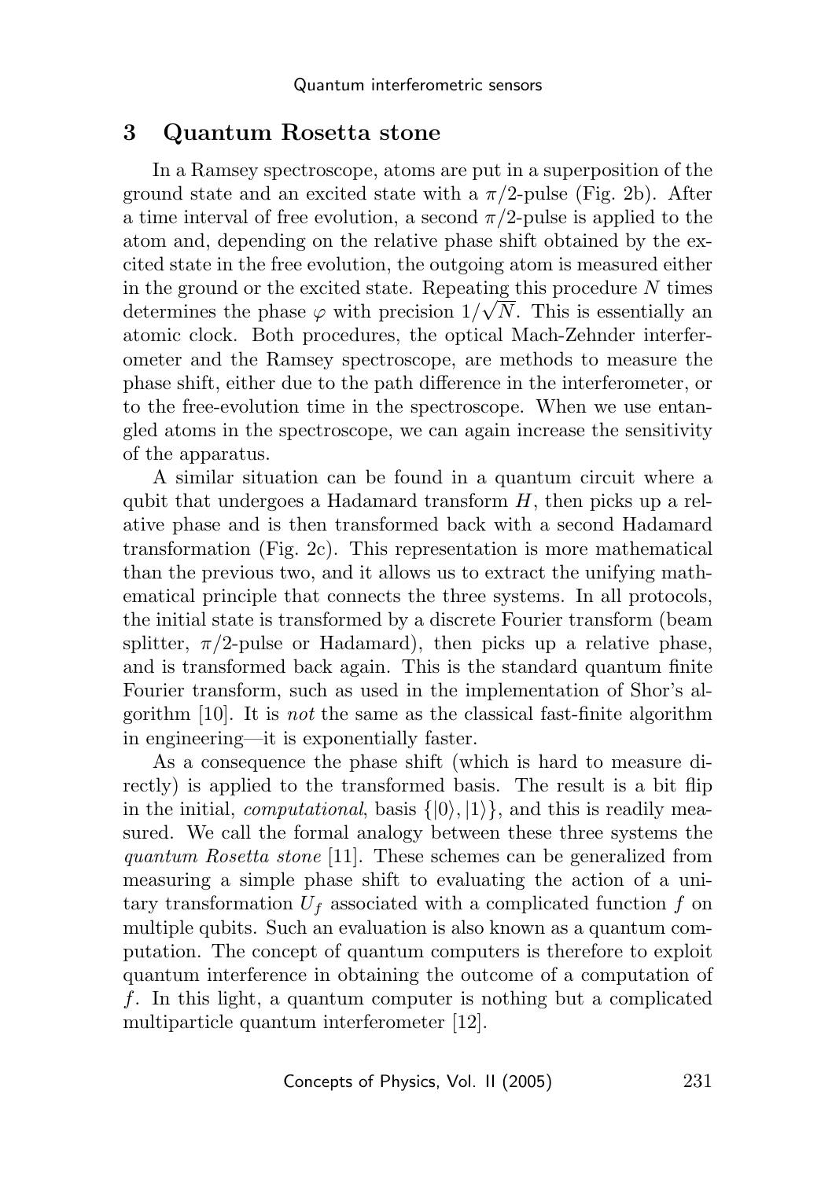## 3 Quantum Rosetta stone

In a Ramsey spectroscope, atoms are put in a superposition of the ground state and an excited state with a $\pi/2$-pulse (Fig. 2b). After a time interval of free evolution, a second $\pi/2$-pulse is applied to the atom and, depending on the relative phase shift obtained by the excited state in the free evolution, the outgoing atom is measured either in the ground or the excited state. Repeating this procedure $N$ times determines the phase $\varphi$ with precision $1/\sqrt{N}$. This is essentially an atomic clock. Both procedures, the optical Mach-Zehnder interferometer and the Ramsey spectroscope, are methods to measure the phase shift, either due to the path difference in the interferometer, or to the free-evolution time in the spectroscope. When we use entangled atoms in the spectroscope, we can again increase the sensitivity of the apparatus.

A similar situation can be found in a quantum circuit where a qubit that undergoes a Hadamard transform $H$, then picks up a relative phase and is then transformed back with a second Hadamard transformation (Fig. 2c). This representation is more mathematical than the previous two, and it allows us to extract the unifying mathematical principle that connects the three systems. In all protocols, the initial state is transformed by a discrete Fourier transform (beam splitter, $\pi/2$-pulse or Hadamard), then picks up a relative phase, and is transformed back again. This is the standard quantum finite Fourier transform, such as used in the implementation of Shor's algorithm [10]. It is *not* the same as the classical fast-finite algorithm in engineering—it is exponentially faster.

As a consequence the phase shift (which is hard to measure directly) is applied to the transformed basis. The result is a bit flip in the initial, *computational*, basis $\{|0\rangle, |1\rangle\}$, and this is readily measured. We call the formal analogy between these three systems the *quantum Rosetta stone* [11]. These schemes can be generalized from measuring a simple phase shift to evaluating the action of a unitary transformation $U_f$ associated with a complicated function $f$ on multiple qubits. Such an evaluation is also known as a quantum computation. The concept of quantum computers is therefore to exploit quantum interference in obtaining the outcome of a computation of $f$. In this light, a quantum computer is nothing but a complicated multiparticle quantum interferometer [12].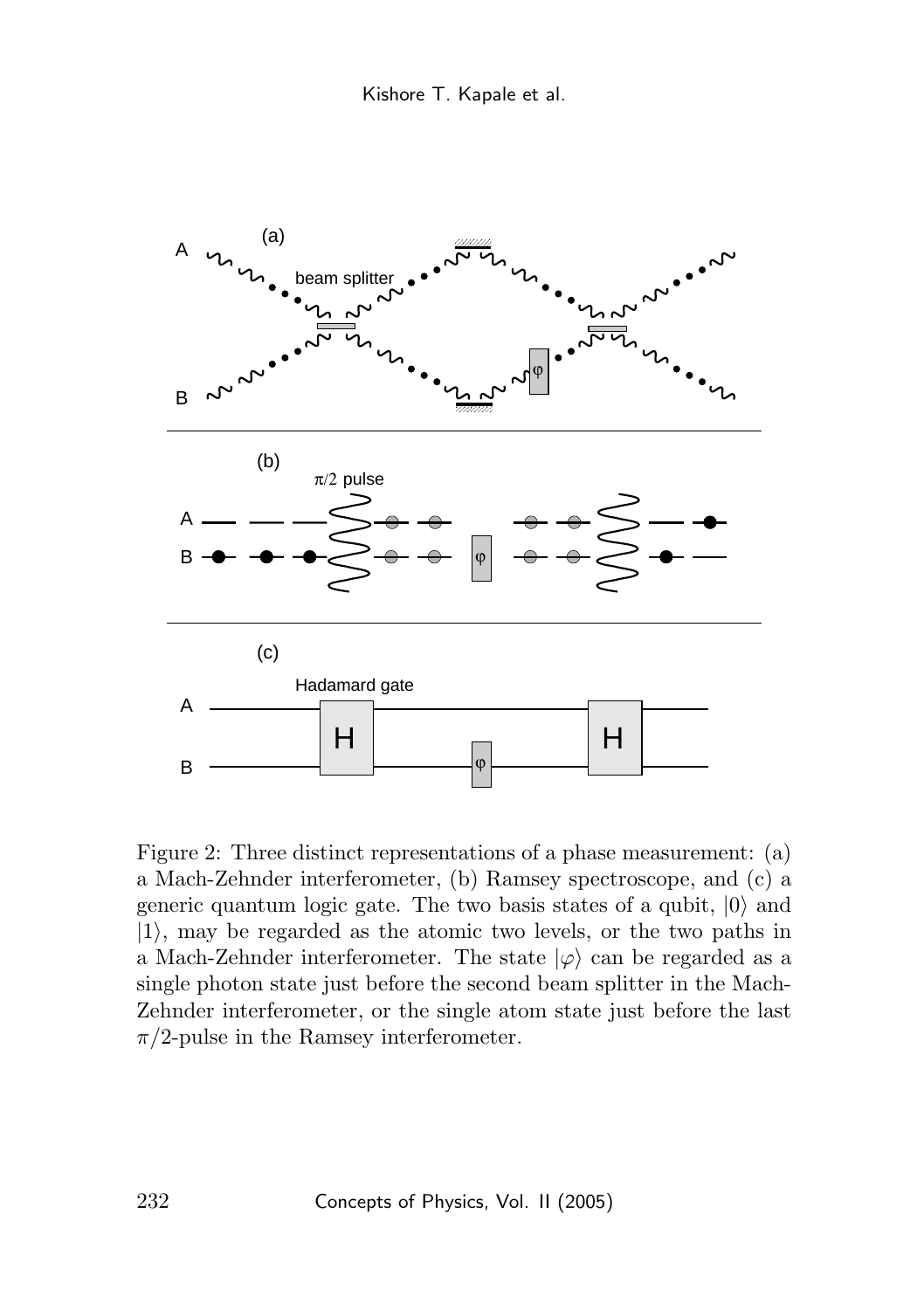Figure 2: Three distinct representations of a phase measurement: (a) a Mach-Zehnder interferometer, (b) Ramsey spectroscope, and (c) a generic quantum logic gate. The two basis states of a qubit, $|0\rangle$ and $|1\rangle$, may be regarded as the atomic two levels, or the two paths in a Mach-Zehnder interferometer. The state $|\varphi\rangle$ can be regarded as a single photon state just before the second beam splitter in the Mach-Zehnder interferometer, or the single atom state just before the last $\pi/2$-pulse in the Ramsey interferometer.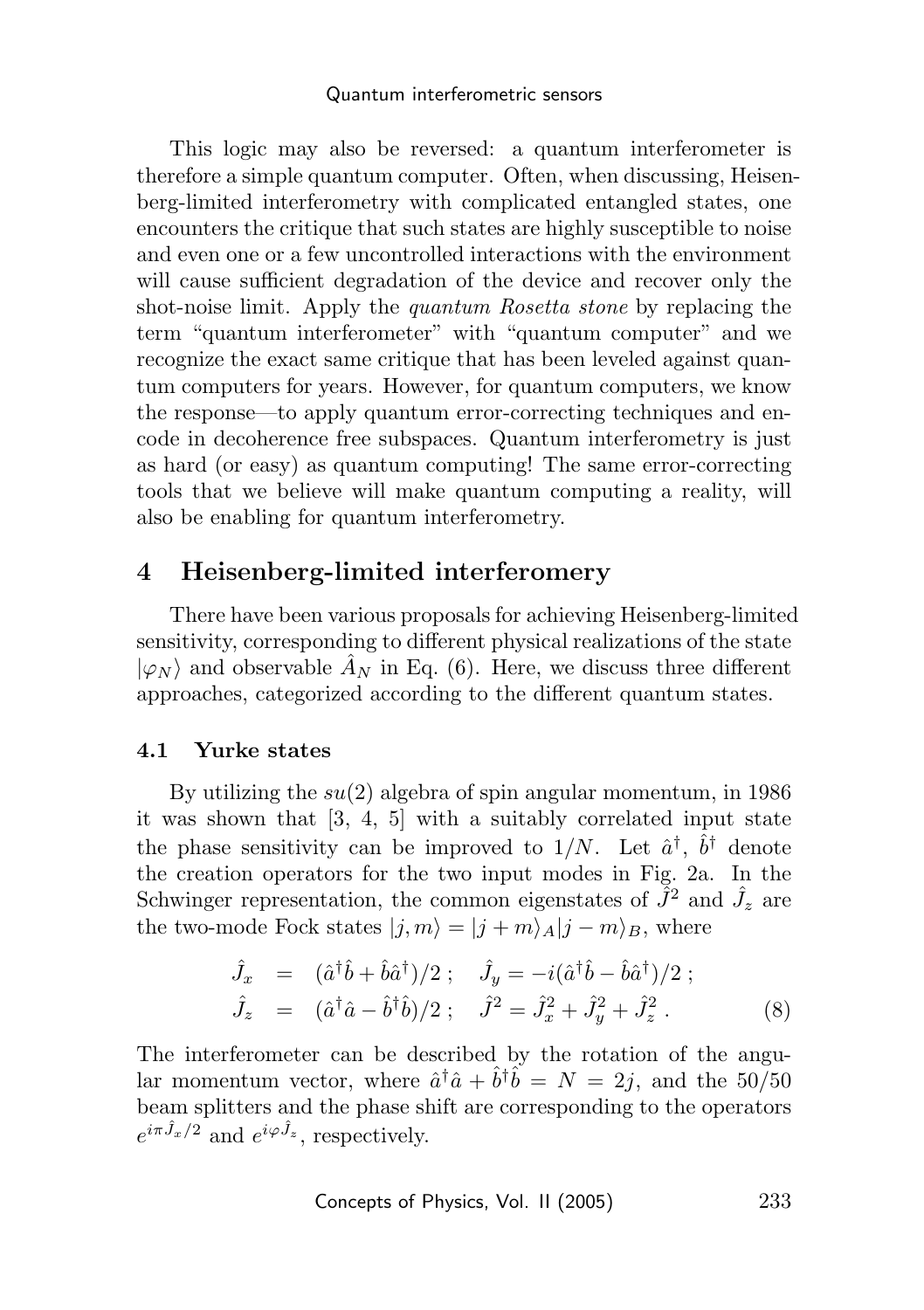This logic may also be reversed: a quantum interferometer is therefore a simple quantum computer. Often, when discussing, Heisenberg-limited interferometry with complicated entangled states, one encounters the critique that such states are highly susceptible to noise and even one or a few uncontrolled interactions with the environment will cause sufficient degradation of the device and recover only the shot-noise limit. Apply the *quantum Rosetta stone* by replacing the term "quantum interferometer" with "quantum computer" and we recognize the exact same critique that has been leveled against quantum computers for years. However, for quantum computers, we know the response—to apply quantum error-correcting techniques and encode in decoherence free subspaces. Quantum interferometry is just as hard (or easy) as quantum computing! The same error-correcting tools that we believe will make quantum computing a reality, will also be enabling for quantum interferometry.

## 4 Heisenberg-limited interferomery

There have been various proposals for achieving Heisenberg-limited sensitivity, corresponding to different physical realizations of the state $|\varphi_N\rangle$ and observable $\hat{A}_N$ in Eq. (6). Here, we discuss three different approaches, categorized according to the different quantum states.

### 4.1 Yurke states

By utilizing the $su(2)$ algebra of spin angular momentum, in 1986 it was shown that [3, 4, 5] with a suitably correlated input state the phase sensitivity can be improved to $1/N$. Let $\hat{a}^\dagger$, $\hat{b}^\dagger$ denote the creation operators for the two input modes in Fig. 2a. In the Schwinger representation, the common eigenstates of $\hat{J}^2$ and $\hat{J}_z$ are the two-mode Fock states $|j,m\rangle = |j+m\rangle_A |j-m\rangle_B$, where

$$
\begin{aligned}
\hat{J}_x &= (\hat{a}^\dagger\hat{b} + \hat{b}\hat{a}^\dagger)/2 \; ; \quad \hat{J}_y = -i(\hat{a}^\dagger\hat{b} - \hat{b}\hat{a}^\dagger)/2 \; ; \\
\hat{J}_z &= (\hat{a}^\dagger\hat{a} - \hat{b}^\dagger\hat{b})/2 \; ; \quad \hat{J}^2 = \hat{J}_x^2 + \hat{J}_y^2 + \hat{J}_z^2 \; .
\end{aligned}
\tag{8}
$$

The interferometer can be described by the rotation of the angular momentum vector, where $\hat{a}^\dagger\hat{a} + \hat{b}^\dagger\hat{b} = N = 2j$, and the 50/50 beam splitters and the phase shift are corresponding to the operators $e^{i\pi\hat{J}_x/2}$ and $e^{i\varphi\hat{J}_z}$, respectively.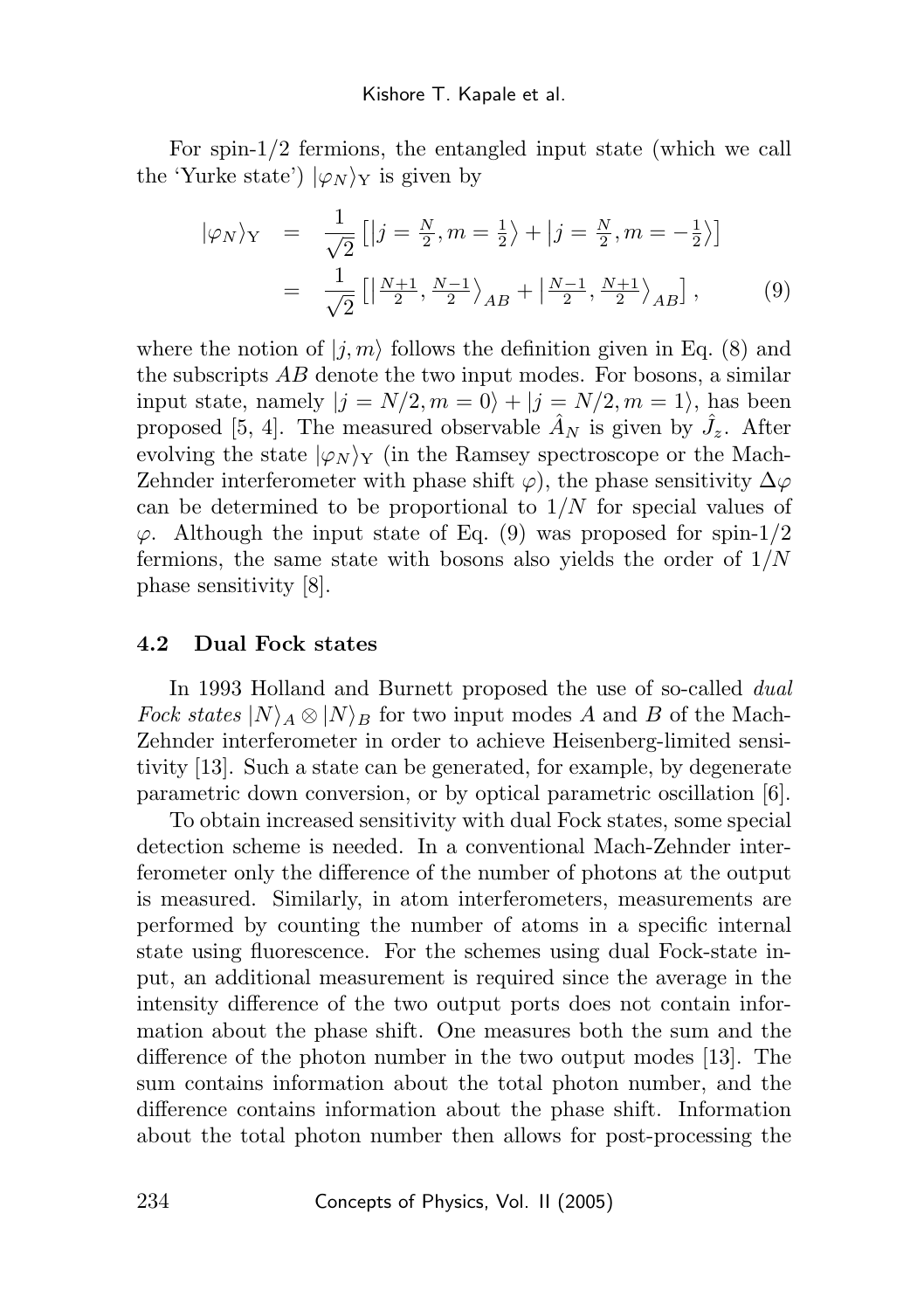For spin-1/2 fermions, the entangled input state (which we call the 'Yurke state') $|\varphi_N\rangle_{\rm Y}$ is given by

$$
\begin{aligned}
|\varphi_N\rangle_{\rm Y} &= \frac{1}{\sqrt{2}}\left[\left|j=\tfrac{N}{2}, m=\tfrac{1}{2}\right\rangle + \left|j=\tfrac{N}{2}, m=-\tfrac{1}{2}\right\rangle\right] \\
&= \frac{1}{\sqrt{2}}\left[\left|\tfrac{N+1}{2}, \tfrac{N-1}{2}\right\rangle_{AB} + \left|\tfrac{N-1}{2}, \tfrac{N+1}{2}\right\rangle_{AB}\right], \qquad (9)
\end{aligned}
$$

where the notion of $|j,m\rangle$ follows the definition given in Eq. (8) and the subscripts $AB$ denote the two input modes. For bosons, a similar input state, namely $|j=N/2, m=0\rangle + |j=N/2, m=1\rangle$, has been proposed [5, 4]. The measured observable $\hat{A}_N$ is given by $\hat{J}_z$. After evolving the state $|\varphi_N\rangle_{\rm Y}$ (in the Ramsey spectroscope or the Mach-Zehnder interferometer with phase shift $\varphi$), the phase sensitivity $\Delta\varphi$ can be determined to be proportional to $1/N$ for special values of $\varphi$. Although the input state of Eq. (9) was proposed for spin-1/2 fermions, the same state with bosons also yields the order of $1/N$ phase sensitivity [8].

### 4.2 Dual Fock states

In 1993 Holland and Burnett proposed the use of so-called *dual Fock states* $|N\rangle_A \otimes |N\rangle_B$ for two input modes $A$ and $B$ of the Mach-Zehnder interferometer in order to achieve Heisenberg-limited sensitivity [13]. Such a state can be generated, for example, by degenerate parametric down conversion, or by optical parametric oscillation [6].

To obtain increased sensitivity with dual Fock states, some special detection scheme is needed. In a conventional Mach-Zehnder interferometer only the difference of the number of photons at the output is measured. Similarly, in atom interferometers, measurements are performed by counting the number of atoms in a specific internal state using fluorescence. For the schemes using dual Fock-state input, an additional measurement is required since the average in the intensity difference of the two output ports does not contain information about the phase shift. One measures both the sum and the difference of the photon number in the two output modes [13]. The sum contains information about the total photon number, and the difference contains information about the phase shift. Information about the total photon number then allows for post-processing the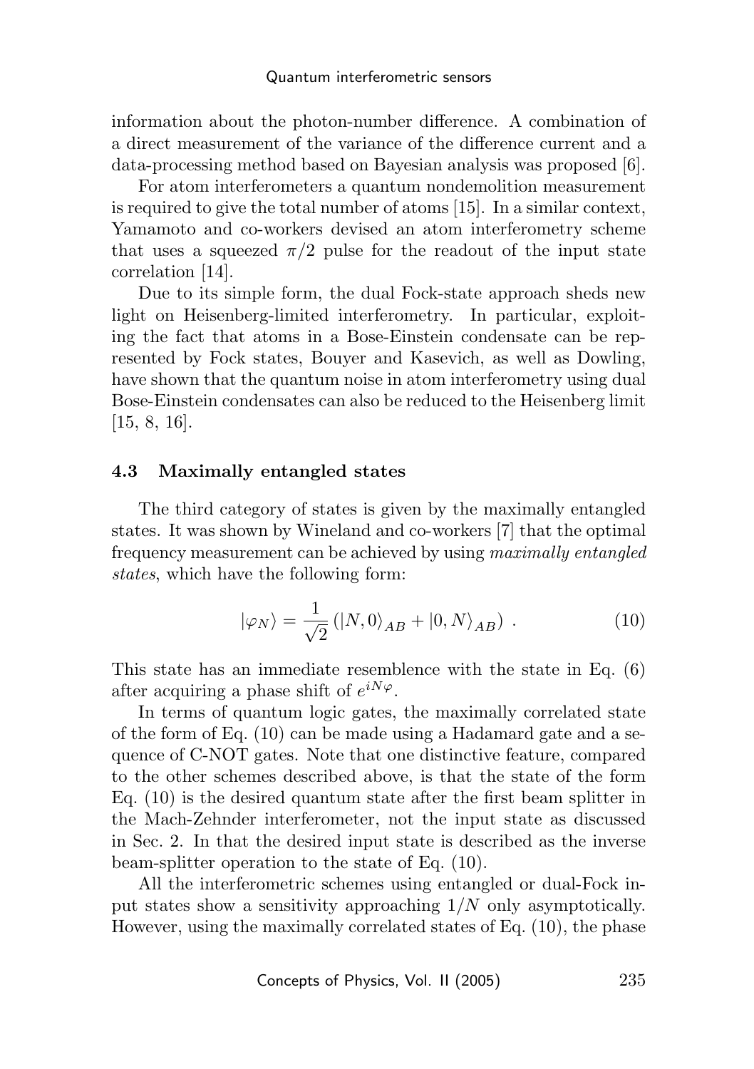information about the photon-number difference. A combination of a direct measurement of the variance of the difference current and a data-processing method based on Bayesian analysis was proposed [6].

For atom interferometers a quantum nondemolition measurement is required to give the total number of atoms [15]. In a similar context, Yamamoto and co-workers devised an atom interferometry scheme that uses a squeezed $\pi/2$ pulse for the readout of the input state correlation [14].

Due to its simple form, the dual Fock-state approach sheds new light on Heisenberg-limited interferometry. In particular, exploiting the fact that atoms in a Bose-Einstein condensate can be represented by Fock states, Bouyer and Kasevich, as well as Dowling, have shown that the quantum noise in atom interferometry using dual Bose-Einstein condensates can also be reduced to the Heisenberg limit [15, 8, 16].

### 4.3 Maximally entangled states

The third category of states is given by the maximally entangled states. It was shown by Wineland and co-workers [7] that the optimal frequency measurement can be achieved by using *maximally entangled states*, which have the following form:

$$|\varphi_N\rangle = \frac{1}{\sqrt{2}}\left(|N,0\rangle_{AB} + |0,N\rangle_{AB}\right) \,. \tag{10}$$

This state has an immediate resemblence with the state in Eq. (6) after acquiring a phase shift of $e^{iN\varphi}$.

In terms of quantum logic gates, the maximally correlated state of the form of Eq. (10) can be made using a Hadamard gate and a sequence of C-NOT gates. Note that one distinctive feature, compared to the other schemes described above, is that the state of the form Eq. (10) is the desired quantum state after the first beam splitter in the Mach-Zehnder interferometer, not the input state as discussed in Sec. 2. In that the desired input state is described as the inverse beam-splitter operation to the state of Eq. (10).

All the interferometric schemes using entangled or dual-Fock input states show a sensitivity approaching $1/N$ only asymptotically. However, using the maximally correlated states of Eq. (10), the phase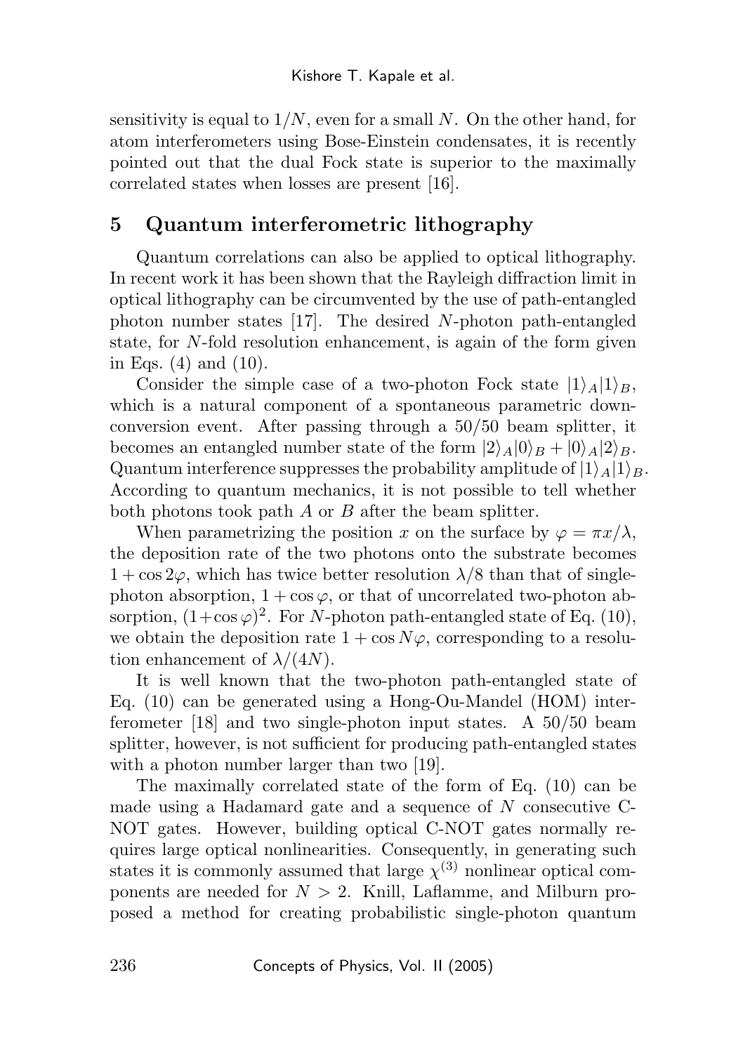sensitivity is equal to $1/N$, even for a small $N$. On the other hand, for atom interferometers using Bose-Einstein condensates, it is recently pointed out that the dual Fock state is superior to the maximally correlated states when losses are present [16].

## 5 Quantum interferometric lithography

Quantum correlations can also be applied to optical lithography. In recent work it has been shown that the Rayleigh diffraction limit in optical lithography can be circumvented by the use of path-entangled photon number states [17]. The desired $N$-photon path-entangled state, for $N$-fold resolution enhancement, is again of the form given in Eqs. (4) and (10).

Consider the simple case of a two-photon Fock state $|1\rangle_A|1\rangle_B$, which is a natural component of a spontaneous parametric down-conversion event. After passing through a 50/50 beam splitter, it becomes an entangled number state of the form $|2\rangle_A|0\rangle_B + |0\rangle_A|2\rangle_B$. Quantum interference suppresses the probability amplitude of $|1\rangle_A|1\rangle_B$. According to quantum mechanics, it is not possible to tell whether both photons took path $A$ or $B$ after the beam splitter.

When parametrizing the position $x$ on the surface by $\varphi = \pi x/\lambda$, the deposition rate of the two photons onto the substrate becomes $1 + \cos 2\varphi$, which has twice better resolution $\lambda/8$ than that of single-photon absorption, $1 + \cos\varphi$, or that of uncorrelated two-photon absorption, $(1+\cos\varphi)^2$. For $N$-photon path-entangled state of Eq. (10), we obtain the deposition rate $1 + \cos N\varphi$, corresponding to a resolution enhancement of $\lambda/(4N)$.

It is well known that the two-photon path-entangled state of Eq. (10) can be generated using a Hong-Ou-Mandel (HOM) interferometer [18] and two single-photon input states. A 50/50 beam splitter, however, is not sufficient for producing path-entangled states with a photon number larger than two [19].

The maximally correlated state of the form of Eq. (10) can be made using a Hadamard gate and a sequence of $N$ consecutive C-NOT gates. However, building optical C-NOT gates normally requires large optical nonlinearities. Consequently, in generating such states it is commonly assumed that large $\chi^{(3)}$ nonlinear optical components are needed for $N > 2$. Knill, Laflamme, and Milburn proposed a method for creating probabilistic single-photon quantum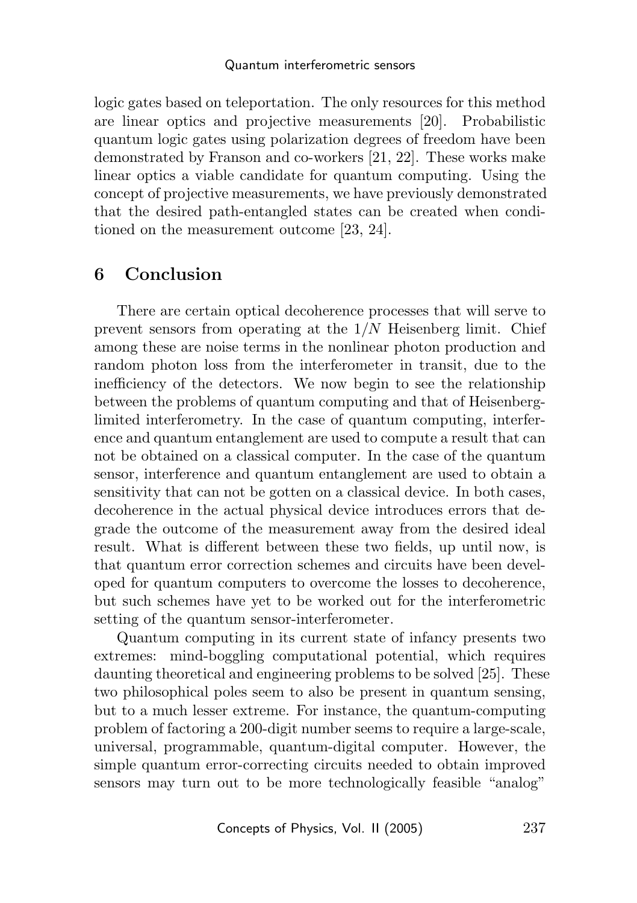logic gates based on teleportation. The only resources for this method are linear optics and projective measurements [20]. Probabilistic quantum logic gates using polarization degrees of freedom have been demonstrated by Franson and co-workers [21, 22]. These works make linear optics a viable candidate for quantum computing. Using the concept of projective measurements, we have previously demonstrated that the desired path-entangled states can be created when conditioned on the measurement outcome [23, 24].

## 6 Conclusion

There are certain optical decoherence processes that will serve to prevent sensors from operating at the $1/N$ Heisenberg limit. Chief among these are noise terms in the nonlinear photon production and random photon loss from the interferometer in transit, due to the inefficiency of the detectors. We now begin to see the relationship between the problems of quantum computing and that of Heisenberg-limited interferometry. In the case of quantum computing, interference and quantum entanglement are used to compute a result that can not be obtained on a classical computer. In the case of the quantum sensor, interference and quantum entanglement are used to obtain a sensitivity that can not be gotten on a classical device. In both cases, decoherence in the actual physical device introduces errors that degrade the outcome of the measurement away from the desired ideal result. What is different between these two fields, up until now, is that quantum error correction schemes and circuits have been developed for quantum computers to overcome the losses to decoherence, but such schemes have yet to be worked out for the interferometric setting of the quantum sensor-interferometer.

Quantum computing in its current state of infancy presents two extremes: mind-boggling computational potential, which requires daunting theoretical and engineering problems to be solved [25]. These two philosophical poles seem to also be present in quantum sensing, but to a much lesser extreme. For instance, the quantum-computing problem of factoring a 200-digit number seems to require a large-scale, universal, programmable, quantum-digital computer. However, the simple quantum error-correcting circuits needed to obtain improved sensors may turn out to be more technologically feasible "analog"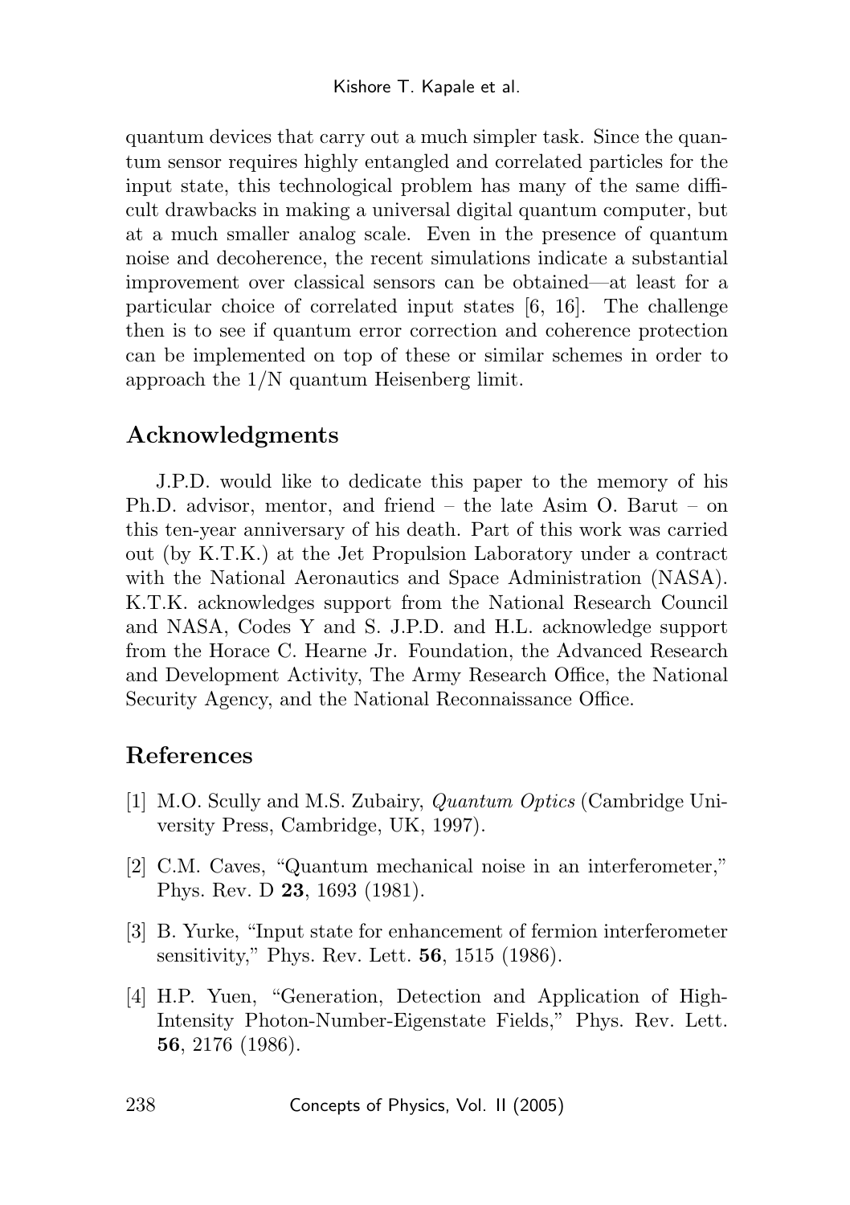quantum devices that carry out a much simpler task. Since the quantum sensor requires highly entangled and correlated particles for the input state, this technological problem has many of the same difficult drawbacks in making a universal digital quantum computer, but at a much smaller analog scale. Even in the presence of quantum noise and decoherence, the recent simulations indicate a substantial improvement over classical sensors can be obtained—at least for a particular choice of correlated input states [6, 16]. The challenge then is to see if quantum error correction and coherence protection can be implemented on top of these or similar schemes in order to approach the 1/N quantum Heisenberg limit.

## Acknowledgments

J.P.D. would like to dedicate this paper to the memory of his Ph.D. advisor, mentor, and friend – the late Asim O. Barut – on this ten-year anniversary of his death. Part of this work was carried out (by K.T.K.) at the Jet Propulsion Laboratory under a contract with the National Aeronautics and Space Administration (NASA). K.T.K. acknowledges support from the National Research Council and NASA, Codes Y and S. J.P.D. and H.L. acknowledge support from the Horace C. Hearne Jr. Foundation, the Advanced Research and Development Activity, The Army Research Office, the National Security Agency, and the National Reconnaissance Office.

## References

[1] M.O. Scully and M.S. Zubairy, *Quantum Optics* (Cambridge University Press, Cambridge, UK, 1997).

[2] C.M. Caves, "Quantum mechanical noise in an interferometer," Phys. Rev. D **23**, 1693 (1981).

[3] B. Yurke, "Input state for enhancement of fermion interferometer sensitivity," Phys. Rev. Lett. **56**, 1515 (1986).

[4] H.P. Yuen, "Generation, Detection and Application of High-Intensity Photon-Number-Eigenstate Fields," Phys. Rev. Lett. **56**, 2176 (1986).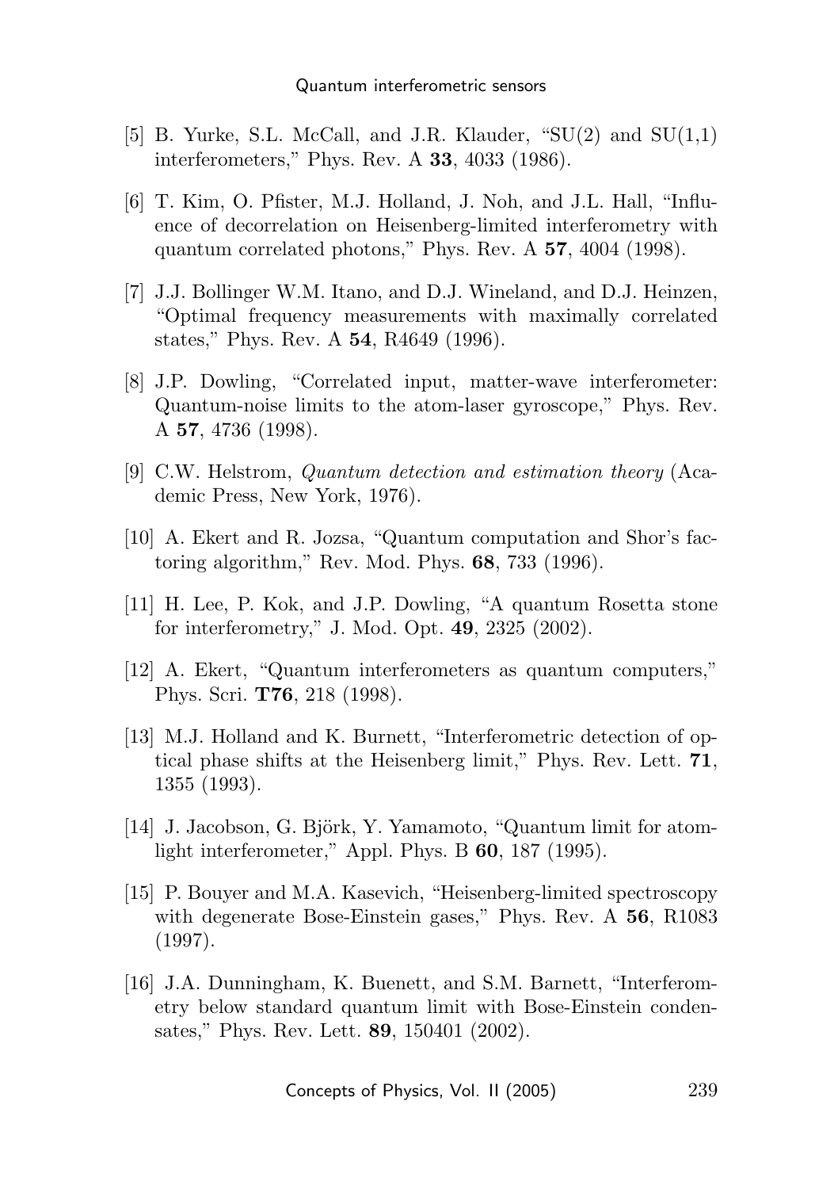[5] B. Yurke, S.L. McCall, and J.R. Klauder, "SU(2) and SU(1,1) interferometers," Phys. Rev. A **33**, 4033 (1986).

[6] T. Kim, O. Pfister, M.J. Holland, J. Noh, and J.L. Hall, "Influence of decorrelation on Heisenberg-limited interferometry with quantum correlated photons," Phys. Rev. A **57**, 4004 (1998).

[7] J.J. Bollinger W.M. Itano, and D.J. Wineland, and D.J. Heinzen, "Optimal frequency measurements with maximally correlated states," Phys. Rev. A **54**, R4649 (1996).

[8] J.P. Dowling, "Correlated input, matter-wave interferometer: Quantum-noise limits to the atom-laser gyroscope," Phys. Rev. A **57**, 4736 (1998).

[9] C.W. Helstrom, *Quantum detection and estimation theory* (Academic Press, New York, 1976).

[10] A. Ekert and R. Jozsa, "Quantum computation and Shor's factoring algorithm," Rev. Mod. Phys. **68**, 733 (1996).

[11] H. Lee, P. Kok, and J.P. Dowling, "A quantum Rosetta stone for interferometry," J. Mod. Opt. **49**, 2325 (2002).

[12] A. Ekert, "Quantum interferometers as quantum computers," Phys. Scri. **T76**, 218 (1998).

[13] M.J. Holland and K. Burnett, "Interferometric detection of optical phase shifts at the Heisenberg limit," Phys. Rev. Lett. **71**, 1355 (1993).

[14] J. Jacobson, G. Björk, Y. Yamamoto, "Quantum limit for atom-light interferometer," Appl. Phys. B **60**, 187 (1995).

[15] P. Bouyer and M.A. Kasevich, "Heisenberg-limited spectroscopy with degenerate Bose-Einstein gases," Phys. Rev. A **56**, R1083 (1997).

[16] J.A. Dunningham, K. Buenett, and S.M. Barnett, "Interferometry below standard quantum limit with Bose-Einstein condensates," Phys. Rev. Lett. **89**, 150401 (2002).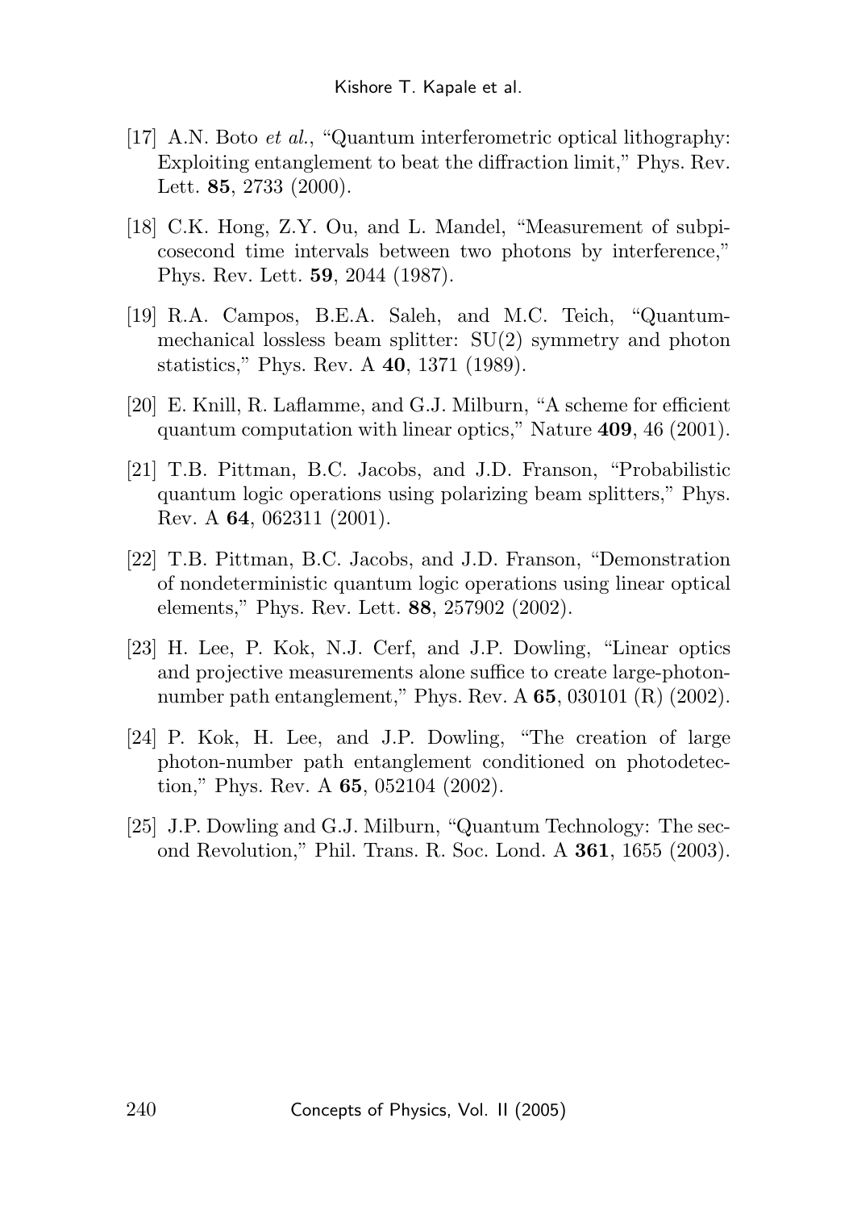[17] A.N. Boto *et al.*, "Quantum interferometric optical lithography: Exploiting entanglement to beat the diffraction limit," Phys. Rev. Lett. **85**, 2733 (2000).

[18] C.K. Hong, Z.Y. Ou, and L. Mandel, "Measurement of subpicosecond time intervals between two photons by interference," Phys. Rev. Lett. **59**, 2044 (1987).

[19] R.A. Campos, B.E.A. Saleh, and M.C. Teich, "Quantum-mechanical lossless beam splitter: SU(2) symmetry and photon statistics," Phys. Rev. A **40**, 1371 (1989).

[20] E. Knill, R. Laflamme, and G.J. Milburn, "A scheme for efficient quantum computation with linear optics," Nature **409**, 46 (2001).

[21] T.B. Pittman, B.C. Jacobs, and J.D. Franson, "Probabilistic quantum logic operations using polarizing beam splitters," Phys. Rev. A **64**, 062311 (2001).

[22] T.B. Pittman, B.C. Jacobs, and J.D. Franson, "Demonstration of nondeterministic quantum logic operations using linear optical elements," Phys. Rev. Lett. **88**, 257902 (2002).

[23] H. Lee, P. Kok, N.J. Cerf, and J.P. Dowling, "Linear optics and projective measurements alone suffice to create large-photon-number path entanglement," Phys. Rev. A **65**, 030101 (R) (2002).

[24] P. Kok, H. Lee, and J.P. Dowling, "The creation of large photon-number path entanglement conditioned on photodetection," Phys. Rev. A **65**, 052104 (2002).

[25] J.P. Dowling and G.J. Milburn, "Quantum Technology: The second Revolution," Phil. Trans. R. Soc. Lond. A **361**, 1655 (2003).